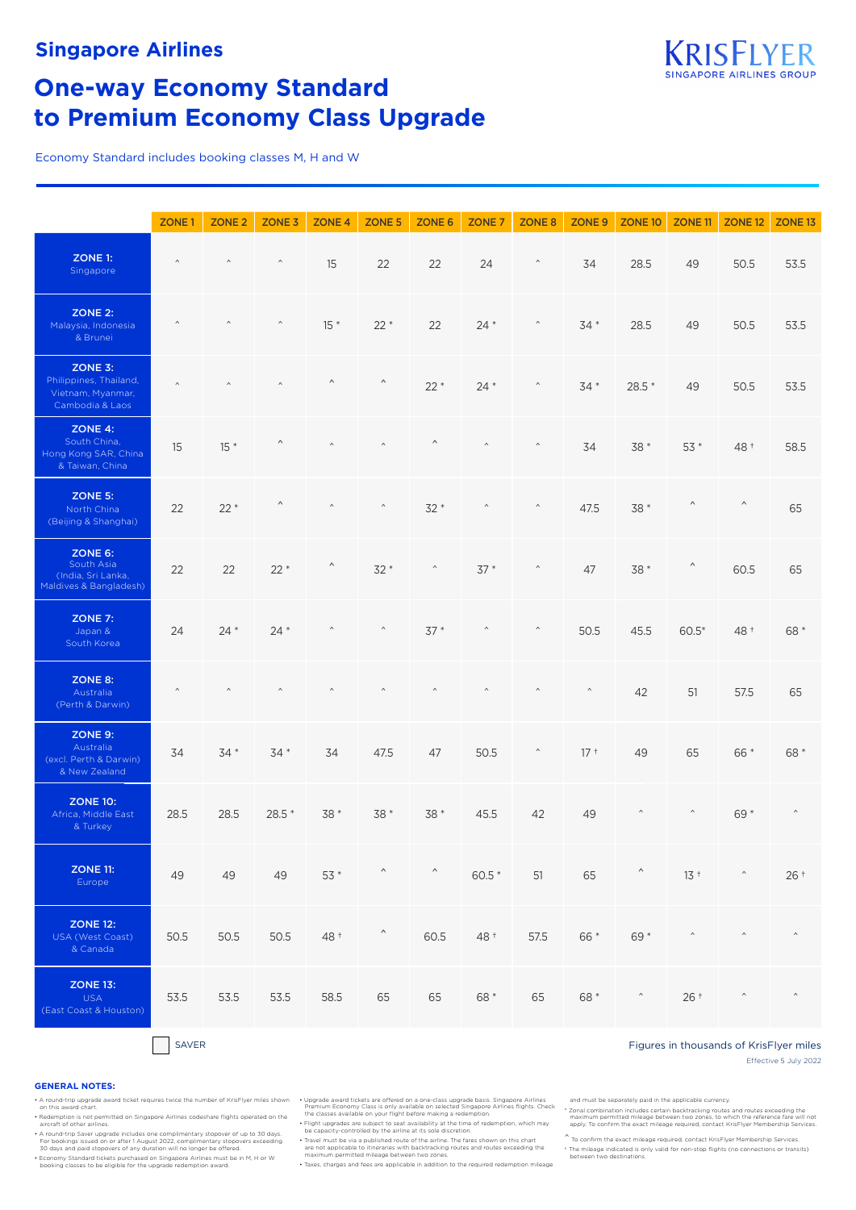## Singapore Airlines

KRISFLYER
SINGAPORE AIRLINES GROUP

# One-way Economy Standard to Premium Economy Class Upgrade

Economy Standard includes booking classes M, H and W

| | ZONE 1 | ZONE 2 | ZONE 3 | ZONE 4 | ZONE 5 | ZONE 6 | ZONE 7 | ZONE 8 | ZONE 9 | ZONE 10 | ZONE 11 | ZONE 12 | ZONE 13 |
|---|---|---|---|---|---|---|---|---|---|---|---|---|---|
| **ZONE 1:** Singapore | ^ | ^ | ^ | 15 | 22 | 22 | 24 | ^ | 34 | 28.5 | 49 | 50.5 | 53.5 |
| **ZONE 2:** Malaysia, Indonesia & Brunei | ^ | ^ | ^ | 15 * | 22 * | 22 | 24 * | ^ | 34 * | 28.5 | 49 | 50.5 | 53.5 |
| **ZONE 3:** Philippines, Thailand, Vietnam, Myanmar, Cambodia & Laos | ^ | ^ | ^ | ^ | ^ | 22 * | 24 * | ^ | 34 * | 28.5 * | 49 | 50.5 | 53.5 |
| **ZONE 4:** South China, Hong Kong SAR, China & Taiwan, China | 15 | 15 * | ^ | ^ | ^ | ^ | ^ | ^ | 34 | 38 * | 53 * | 48 † | 58.5 |
| **ZONE 5:** North China (Beijing & Shanghai) | 22 | 22 * | ^ | ^ | ^ | 32 * | ^ | ^ | 47.5 | 38 * | ^ | ^ | 65 |
| **ZONE 6:** South Asia (India, Sri Lanka, Maldives & Bangladesh) | 22 | 22 | 22 * | ^ | 32 * | ^ | 37 * | ^ | 47 | 38 * | ^ | 60.5 | 65 |
| **ZONE 7:** Japan & South Korea | 24 | 24 * | 24 * | ^ | ^ | 37 * | ^ | ^ | 50.5 | 45.5 | 60.5* | 48 † | 68 * |
| **ZONE 8:** Australia (Perth & Darwin) | ^ | ^ | ^ | ^ | ^ | ^ | ^ | ^ | ^ | 42 | 51 | 57.5 | 65 |
| **ZONE 9:** Australia (excl. Perth & Darwin) & New Zealand | 34 | 34 * | 34 * | 34 | 47.5 | 47 | 50.5 | ^ | 17 † | 49 | 65 | 66 * | 68 * |
| **ZONE 10:** Africa, Middle East & Turkey | 28.5 | 28.5 | 28.5 * | 38 * | 38 * | 38 * | 45.5 | 42 | 49 | ^ | ^ | 69 * | ^ |
| **ZONE 11:** Europe | 49 | 49 | 49 | 53 * | ^ | ^ | 60.5 * | 51 | 65 | ^ | 13 † | ^ | 26 † |
| **ZONE 12:** USA (West Coast) & Canada | 50.5 | 50.5 | 50.5 | 48 † | ^ | 60.5 | 48 † | 57.5 | 66 * | 69 * | ^ | ^ | ^ |
| **ZONE 13:** USA (East Coast & Houston) | 53.5 | 53.5 | 53.5 | 58.5 | 65 | 65 | 68 * | 65 | 68 * | ^ | 26 † | ^ | ^ |

SAVER

Figures in thousands of KrisFlyer miles

Effective 5 July 2022

### GENERAL NOTES:

- A round-trip upgrade award ticket requires twice the number of KrisFlyer miles shown on this award chart.
- Redemption is not permitted on Singapore Airlines codeshare flights operated on the aircraft of other airlines.
- A round-trip Saver upgrade includes one complimentary stopover of up to 30 days. For bookings issued on or after 1 August 2022, complimentary stopovers exceeding 30 days and paid stopovers of any duration will no longer be offered.
- Economy Standard tickets purchased on Singapore Airlines must be in M, H or W booking classes to be eligible for the upgrade redemption award.
- Upgrade award tickets are offered on a one-class upgrade basis. Singapore Airlines Premium Economy Class is only available on selected Singapore Airlines flights. Check the classes available on your flight before making a redemption.
- Flight upgrades are subject to seat availability at the time of redemption, which may be capacity-controlled by the airline at its sole discretion.
- Travel must be via a published route of the airline. The fares shown on this chart are not applicable to itineraries with backtracking routes and routes exceeding the maximum permitted mileage between two zones.
- Taxes, charges and fees are applicable in addition to the required redemption mileage and must be separately paid in the applicable currency.

\* Zonal combination includes certain backtracking routes and routes exceeding the maximum permitted mileage between two zones, to which the reference fare will not apply. To confirm the exact mileage required, contact KrisFlyer Membership Services.

^ To confirm the exact mileage required, contact KrisFlyer Membership Services.

† The mileage indicated is only valid for non-stop flights (no connections or transits) between two destinations.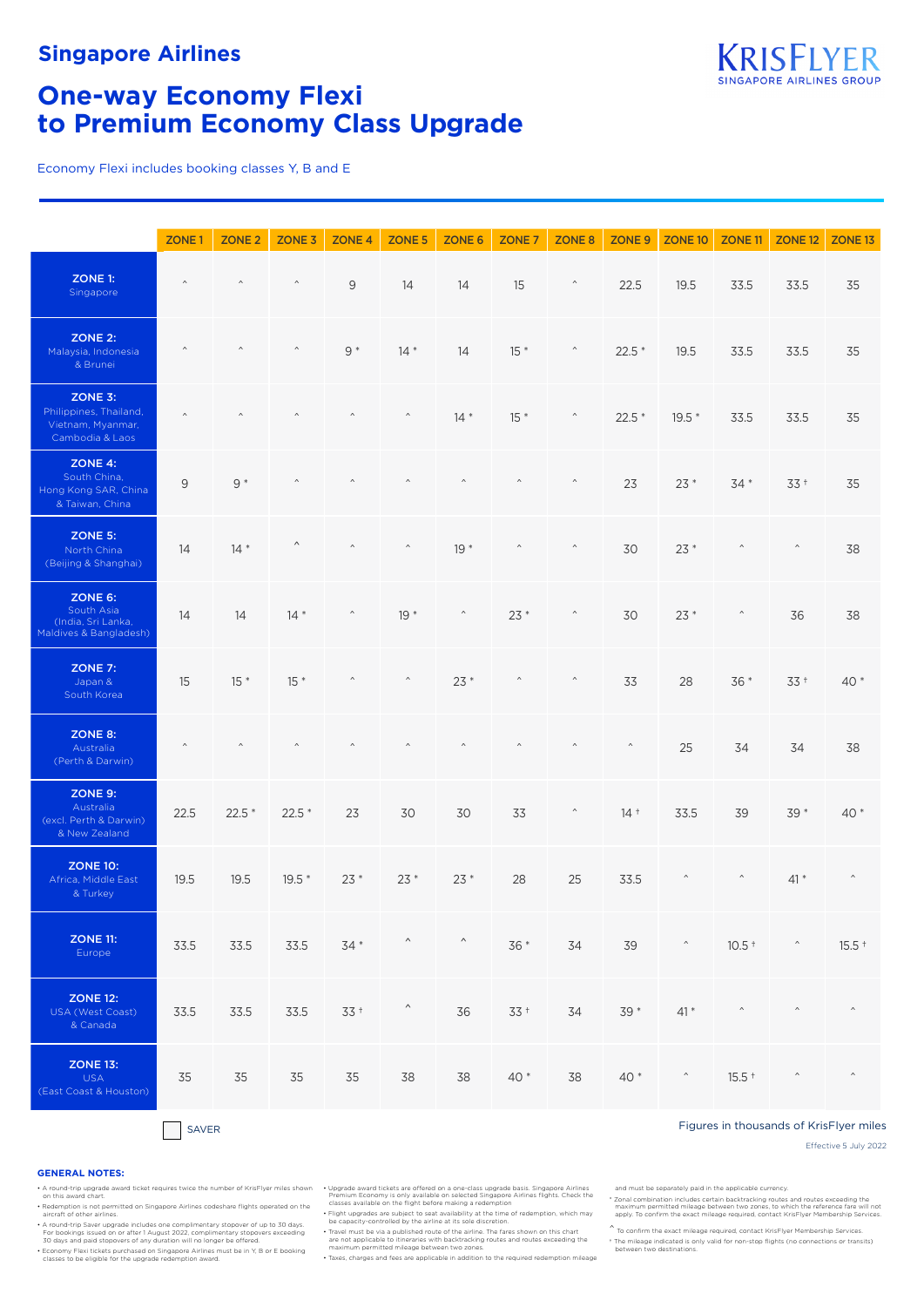## Singapore Airlines

# One-way Economy Flexi to Premium Economy Class Upgrade

Economy Flexi includes booking classes Y, B and E

| | ZONE 1 | ZONE 2 | ZONE 3 | ZONE 4 | ZONE 5 | ZONE 6 | ZONE 7 | ZONE 8 | ZONE 9 | ZONE 10 | ZONE 11 | ZONE 12 | ZONE 13 |
|---|---|---|---|---|---|---|---|---|---|---|---|---|---|
| **ZONE 1:** Singapore | ^ | ^ | ^ | 9 | 14 | 14 | 15 | ^ | 22.5 | 19.5 | 33.5 | 33.5 | 35 |
| **ZONE 2:** Malaysia, Indonesia & Brunei | ^ | ^ | ^ | 9 * | 14 * | 14 | 15 * | ^ | 22.5 * | 19.5 | 33.5 | 33.5 | 35 |
| **ZONE 3:** Philippines, Thailand, Vietnam, Myanmar, Cambodia & Laos | ^ | ^ | ^ | ^ | ^ | 14 * | 15 * | ^ | 22.5 * | 19.5 * | 33.5 | 33.5 | 35 |
| **ZONE 4:** South China, Hong Kong SAR, China & Taiwan, China | 9 | 9 * | ^ | ^ | ^ | ^ | ^ | ^ | 23 | 23 * | 34 * | 33 † | 35 |
| **ZONE 5:** North China (Beijing & Shanghai) | 14 | 14 * | ^ | ^ | ^ | 19 * | ^ | ^ | 30 | 23 * | ^ | ^ | 38 |
| **ZONE 6:** South Asia (India, Sri Lanka, Maldives & Bangladesh) | 14 | 14 | 14 * | ^ | 19 * | ^ | 23 * | ^ | 30 | 23 * | ^ | 36 | 38 |
| **ZONE 7:** Japan & South Korea | 15 | 15 * | 15 * | ^ | ^ | 23 * | ^ | ^ | 33 | 28 | 36 * | 33 † | 40 * |
| **ZONE 8:** Australia (Perth & Darwin) | ^ | ^ | ^ | ^ | ^ | ^ | ^ | ^ | ^ | 25 | 34 | 34 | 38 |
| **ZONE 9:** Australia (excl. Perth & Darwin) & New Zealand | 22.5 | 22.5 * | 22.5 * | 23 | 30 | 30 | 33 | ^ | 14 † | 33.5 | 39 | 39 * | 40 * |
| **ZONE 10:** Africa, Middle East & Turkey | 19.5 | 19.5 | 19.5 * | 23 * | 23 * | 23 * | 28 | 25 | 33.5 | ^ | ^ | 41 * | ^ |
| **ZONE 11:** Europe | 33.5 | 33.5 | 33.5 | 34 * | ^ | ^ | 36 * | 34 | 39 | ^ | 10.5 † | ^ | 15.5 † |
| **ZONE 12:** USA (West Coast) & Canada | 33.5 | 33.5 | 33.5 | 33 † | ^ | 36 | 33 † | 34 | 39 * | 41 * | ^ | ^ | ^ |
| **ZONE 13:** USA (East Coast & Houston) | 35 | 35 | 35 | 35 | 38 | 38 | 40 * | 38 | 40 * | ^ | 15.5 † | ^ | ^ |

SAVER

Figures in thousands of KrisFlyer miles

Effective 5 July 2022

### GENERAL NOTES:

- A round-trip upgrade award ticket requires twice the number of KrisFlyer miles shown on this award chart.
- Redemption is not permitted on Singapore Airlines codeshare flights operated on the aircraft of other airlines.
- A round-trip Saver upgrade includes one complimentary stopover of up to 30 days. For bookings issued on or after 1 August 2022, complimentary stopovers exceeding 30 days and paid stopovers of any duration will no longer be offered.
- Economy Flexi tickets purchased on Singapore Airlines must be in Y, B or E booking classes to be eligible for the upgrade redemption award.
- Upgrade award tickets are offered on a one-class upgrade basis. Singapore Airlines Premium Economy is only available on selected Singapore Airlines flights. Check the classes available on the flight before making a redemption.
- Flight upgrades are subject to seat availability at the time of redemption, which may be capacity-controlled by the airline at its sole discretion.
- Travel must be via a published route of the airline. The fares shown on this chart are not applicable to itineraries with backtracking routes and routes exceeding the maximum permitted mileage between two zones.
- Taxes, charges and fees are applicable in addition to the required redemption mileage and must be separately paid in the applicable currency.

\* Zonal combination includes certain backtracking routes and routes exceeding the maximum permitted mileage between two zones, to which the reference fare will not apply. To confirm the exact mileage required, contact KrisFlyer Membership Services.

^ To confirm the exact mileage required, contact KrisFlyer Membership Services.

† The mileage indicated is only valid for non-stop flights (no connections or transits) between two destinations.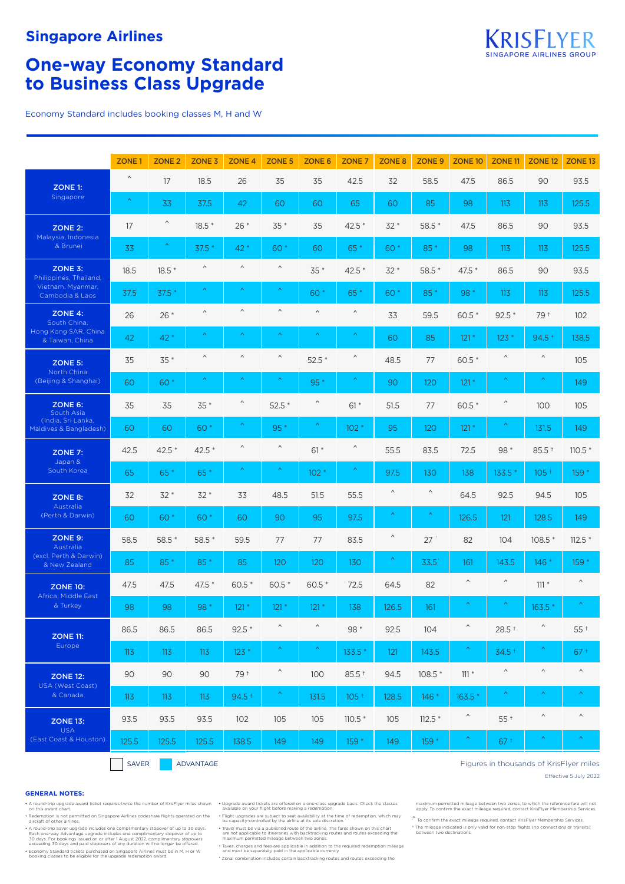## Singapore Airlines

# One-way Economy Standard to Business Class Upgrade

Economy Standard includes booking classes M, H and W

| | | ZONE 1 | ZONE 2 | ZONE 3 | ZONE 4 | ZONE 5 | ZONE 6 | ZONE 7 | ZONE 8 | ZONE 9 | ZONE 10 | ZONE 11 | ZONE 12 | ZONE 13 |
|---|---|---|---|---|---|---|---|---|---|---|---|---|---|---|
| **ZONE 1:** Singapore | Saver | ^ | 17 | 18.5 | 26 | 35 | 35 | 42.5 | 32 | 58.5 | 47.5 | 86.5 | 90 | 93.5 |
| | Advantage | ^ | 33 | 37.5 | 42 | 60 | 60 | 65 | 60 | 85 | 98 | 113 | 113 | 125.5 |
| **ZONE 2:** Malaysia, Indonesia & Brunei | Saver | 17 | ^ | 18.5 * | 26 * | 35 * | 35 | 42.5 * | 32 * | 58.5 * | 47.5 | 86.5 | 90 | 93.5 |
| | Advantage | 33 | ^ | 37.5 * | 42 * | 60 * | 60 | 65 * | 60 * | 85 * | 98 | 113 | 113 | 125.5 |
| **ZONE 3:** Philippines, Thailand, Vietnam, Myanmar, Cambodia & Laos | Saver | 18.5 | 18.5 * | ^ | ^ | ^ | 35 * | 42.5 * | 32 * | 58.5 * | 47.5 * | 86.5 | 90 | 93.5 |
| | Advantage | 37.5 | 37.5 * | ^ | ^ | ^ | 60 * | 65 * | 60 * | 85 * | 98 * | 113 | 113 | 125.5 |
| **ZONE 4:** South China, Hong Kong SAR, China & Taiwan, China | Saver | 26 | 26 * | ^ | ^ | ^ | ^ | ^ | 33 | 59.5 | 60.5 * | 92.5 * | 79 † | 102 |
| | Advantage | 42 | 42 * | ^ | ^ | ^ | ^ | ^ | 60 | 85 | 121 * | 123 * | 94.5 † | 138.5 |
| **ZONE 5:** North China (Beijing & Shanghai) | Saver | 35 | 35 * | ^ | ^ | ^ | 52.5 * | ^ | 48.5 | 77 | 60.5 * | ^ | ^ | 105 |
| | Advantage | 60 | 60 * | ^ | ^ | ^ | 95 * | ^ | 90 | 120 | 121 * | ^ | ^ | 149 |
| **ZONE 6:** South Asia (India, Sri Lanka, Maldives & Bangladesh) | Saver | 35 | 35 | 35 * | ^ | 52.5 * | ^ | 61 * | 51.5 | 77 | 60.5 * | ^ | 100 | 105 |
| | Advantage | 60 | 60 | 60 * | ^ | 95 * | ^ | 102 * | 95 | 120 | 121 * | ^ | 131.5 | 149 |
| **ZONE 7:** Japan & South Korea | Saver | 42.5 | 42.5 * | 42.5 * | ^ | ^ | 61 * | ^ | 55.5 | 83.5 | 72.5 | 98 * | 85.5 † | 110.5 * |
| | Advantage | 65 | 65 * | 65 * | ^ | ^ | 102 * | ^ | 97.5 | 130 | 138 | 133.5 * | 105 † | 159 * |
| **ZONE 8:** Australia (Perth & Darwin) | Saver | 32 | 32 * | 32 * | 33 | 48.5 | 51.5 | 55.5 | ^ | ^ | 64.5 | 92.5 | 94.5 | 105 |
| | Advantage | 60 | 60 * | 60 * | 60 | 90 | 95 | 97.5 | ^ | ^ | 126.5 | 121 | 128.5 | 149 |
| **ZONE 9:** Australia (excl. Perth & Darwin) & New Zealand | Saver | 58.5 | 58.5 * | 58.5 * | 59.5 | 77 | 77 | 83.5 | ^ | 27 ' | 82 | 104 | 108.5 * | 112.5 * |
| | Advantage | 85 | 85 * | 85 * | 85 | 120 | 120 | 130 | ^ | 33.5 ' | 161 | 143.5 | 146 * | 159 * |
| **ZONE 10:** Africa, Middle East & Turkey | Saver | 47.5 | 47.5 | 47.5 * | 60.5 * | 60.5 * | 60.5 * | 72.5 | 64.5 | 82 | ^ | ^ | 111 * | ^ |
| | Advantage | 98 | 98 | 98 * | 121 * | 121 * | 121 * | 138 | 126.5 | 161 | ^ | ^ | 163.5 * | ^ |
| **ZONE 11:** Europe | Saver | 86.5 | 86.5 | 86.5 | 92.5 * | ^ | ^ | 98 * | 92.5 | 104 | ^ | 28.5 † | ^ | 55 † |
| | Advantage | 113 | 113 | 113 | 123 * | ^ | ^ | 133.5 * | 121 | 143.5 | ^ | 34.5 † | ^ | 67 † |
| **ZONE 12:** USA (West Coast) & Canada | Saver | 90 | 90 | 90 | 79 † | ^ | 100 | 85.5 † | 94.5 | 108.5 * | 111 * | ^ | ^ | ^ |
| | Advantage | 113 | 113 | 113 | 94.5 † | ^ | 131.5 | 105 † | 128.5 | 146 * | 163.5 * | ^ | ^ | ^ |
| **ZONE 13:** USA (East Coast & Houston) | Saver | 93.5 | 93.5 | 93.5 | 102 | 105 | 105 | 110.5 * | 105 | 112.5 * | ^ | 55 † | ^ | ^ |
| | Advantage | 125.5 | 125.5 | 125.5 | 138.5 | 149 | 149 | 159 * | 149 | 159 * | ^ | 67 † | ^ | ^ |

SAVER | ADVANTAGE

Figures in thousands of KrisFlyer miles

Effective 5 July 2022

**GENERAL NOTES:**

- A round-trip upgrade award ticket requires twice the number of KrisFlyer miles shown on this award chart.
- Redemption is not permitted on Singapore Airlines codeshare flights operated on the aircraft of other airlines.
- A round-trip Saver upgrade includes one complimentary stopover of up to 30 days. Each one-way Advantage upgrade includes one complimentary stopover of up to 30 days. For bookings issued on or after 1 August 2022, complimentary stopovers exceeding 30 days and paid stopovers of any duration will no longer be offered.
- Economy Standard tickets purchased on Singapore Airlines must be in M, H or W booking classes to be eligible for the upgrade redemption award.
- Upgrade award tickets are offered on a one-class upgrade basis. Check the classes available on your flight before making a redemption.
- Flight upgrades are subject to seat availability at the time of redemption, which may be capacity-controlled by the airline at its sole discretion.
- Travel must be via a published route of the airline. The fares shown on this chart are not applicable to itineraries with backtracking routes and routes exceeding the maximum permitted mileage between two zones.
- Taxes, charges and fees are applicable in addition to the required redemption mileage and must be separately paid in the applicable currency.

\* Zonal combination includes certain backtracking routes and routes exceeding the maximum permitted mileage between two zones, to which the reference fare will not apply. To confirm the exact mileage required, contact KrisFlyer Membership Services.

^ To confirm the exact mileage required, contact KrisFlyer Membership Services.

† The mileage indicated is only valid for non-stop flights (no connections or transits) between two destinations.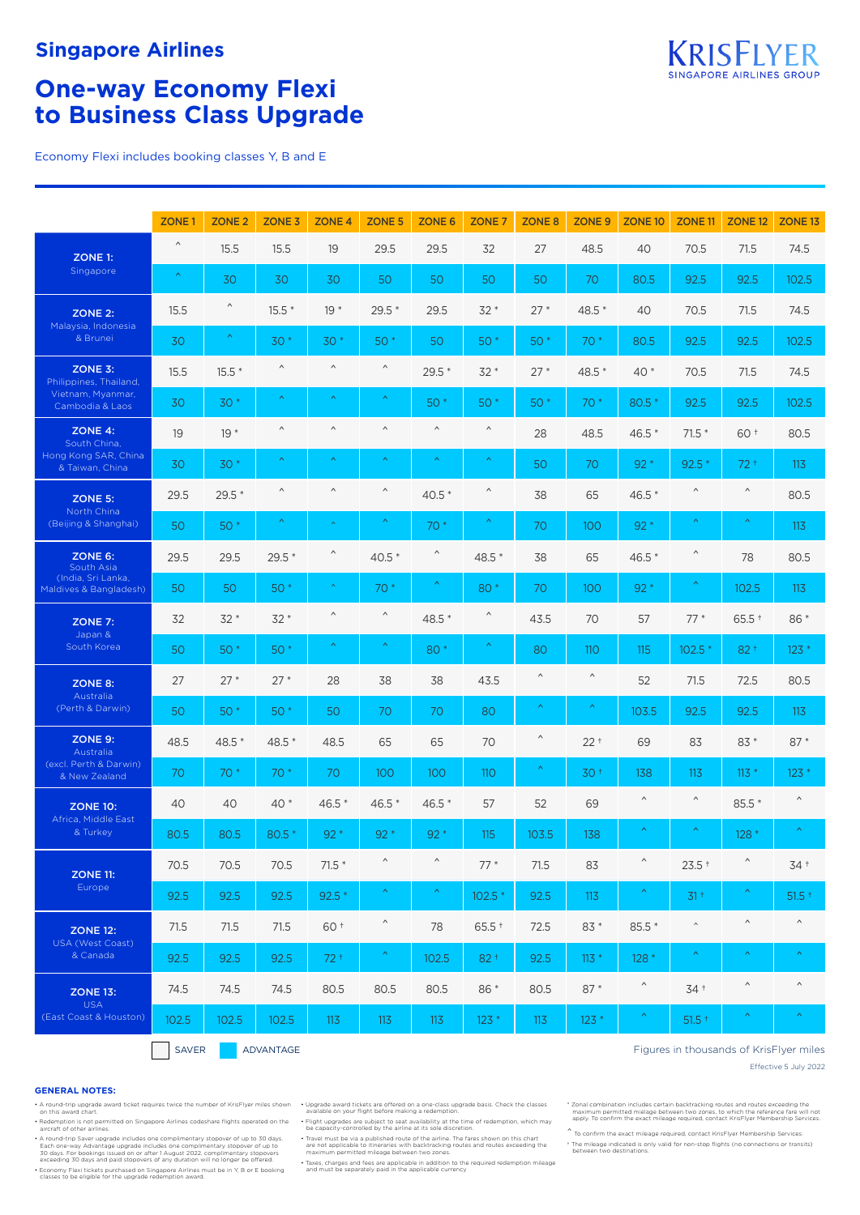## Singapore Airlines

# One-way Economy Flexi to Business Class Upgrade

KRISFLYER
SINGAPORE AIRLINES GROUP

Economy Flexi includes booking classes Y, B and E

| | | ZONE 1 | ZONE 2 | ZONE 3 | ZONE 4 | ZONE 5 | ZONE 6 | ZONE 7 | ZONE 8 | ZONE 9 | ZONE 10 | ZONE 11 | ZONE 12 | ZONE 13 |
|---|---|---|---|---|---|---|---|---|---|---|---|---|---|---|
| **ZONE 1:** Singapore | Saver | ^ | 15.5 | 15.5 | 19 | 29.5 | 29.5 | 32 | 27 | 48.5 | 40 | 70.5 | 71.5 | 74.5 |
| | Advantage | ^ | 30 | 30 | 30 | 50 | 50 | 50 | 50 | 70 | 80.5 | 92.5 | 92.5 | 102.5 |
| **ZONE 2:** Malaysia, Indonesia & Brunei | Saver | 15.5 | ^ | 15.5 * | 19 * | 29.5 * | 29.5 | 32 * | 27 * | 48.5 * | 40 | 70.5 | 71.5 | 74.5 |
| | Advantage | 30 | ^ | 30 * | 30 * | 50 * | 50 | 50 * | 50 * | 70 * | 80.5 | 92.5 | 92.5 | 102.5 |
| **ZONE 3:** Philippines, Thailand, Vietnam, Myanmar, Cambodia & Laos | Saver | 15.5 | 15.5 * | ^ | ^ | ^ | 29.5 * | 32 * | 27 * | 48.5 * | 40 * | 70.5 | 71.5 | 74.5 |
| | Advantage | 30 | 30 * | ^ | ^ | ^ | 50 * | 50 * | 50 * | 70 * | 80.5 * | 92.5 | 92.5 | 102.5 |
| **ZONE 4:** South China, Hong Kong SAR, China & Taiwan, China | Saver | 19 | 19 * | ^ | ^ | ^ | ^ | ^ | 28 | 48.5 | 46.5 * | 71.5 * | 60 † | 80.5 |
| | Advantage | 30 | 30 * | ^ | ^ | ^ | ^ | ^ | 50 | 70 | 92 * | 92.5 * | 72 † | 113 |
| **ZONE 5:** North China (Beijing & Shanghai) | Saver | 29.5 | 29.5 * | ^ | ^ | ^ | 40.5 * | ^ | 38 | 65 | 46.5 * | ^ | ^ | 80.5 |
| | Advantage | 50 | 50 * | ^ | ^ | ^ | 70 * | ^ | 70 | 100 | 92 * | ^ | ^ | 113 |
| **ZONE 6:** South Asia (India, Sri Lanka, Maldives & Bangladesh) | Saver | 29.5 | 29.5 | 29.5 * | ^ | 40.5 * | ^ | 48.5 * | 38 | 65 | 46.5 * | ^ | 78 | 80.5 |
| | Advantage | 50 | 50 | 50 * | ^ | 70 * | ^ | 80 * | 70 | 100 | 92 * | ^ | 102.5 | 113 |
| **ZONE 7:** Japan & South Korea | Saver | 32 | 32 * | 32 * | ^ | ^ | 48.5 * | ^ | 43.5 | 70 | 57 | 77 * | 65.5 † | 86 * |
| | Advantage | 50 | 50 * | 50 * | ^ | ^ | 80 * | ^ | 80 | 110 | 115 | 102.5 * | 82 † | 123 * |
| **ZONE 8:** Australia (Perth & Darwin) | Saver | 27 | 27 * | 27 * | 28 | 38 | 38 | 43.5 | ^ | ^ | 52 | 71.5 | 72.5 | 80.5 |
| | Advantage | 50 | 50 * | 50 * | 50 | 70 | 70 | 80 | ^ | ^ | 103.5 | 92.5 | 92.5 | 113 |
| **ZONE 9:** Australia (excl. Perth & Darwin) & New Zealand | Saver | 48.5 | 48.5 * | 48.5 * | 48.5 | 65 | 65 | 70 | ^ | 22 † | 69 | 83 | 83 * | 87 * |
| | Advantage | 70 | 70 * | 70 * | 70 | 100 | 100 | 110 | ^ | 30 † | 138 | 113 | 113 * | 123 * |
| **ZONE 10:** Africa, Middle East & Turkey | Saver | 40 | 40 | 40 * | 46.5 * | 46.5 * | 46.5 * | 57 | 52 | 69 | ^ | ^ | 85.5 * | ^ |
| | Advantage | 80.5 | 80.5 | 80.5 * | 92 * | 92 * | 92 * | 115 | 103.5 | 138 | ^ | ^ | 128 * | ^ |
| **ZONE 11:** Europe | Saver | 70.5 | 70.5 | 70.5 | 71.5 * | ^ | ^ | 77 * | 71.5 | 83 | ^ | 23.5 † | ^ | 34 † |
| | Advantage | 92.5 | 92.5 | 92.5 | 92.5 * | ^ | ^ | 102.5 * | 92.5 | 113 | ^ | 31 † | ^ | 51.5 † |
| **ZONE 12:** USA (West Coast) & Canada | Saver | 71.5 | 71.5 | 71.5 | 60 † | ^ | 78 | 65.5 † | 72.5 | 83 * | 85.5 * | ^ | ^ | ^ |
| | Advantage | 92.5 | 92.5 | 92.5 | 72 † | ^ | 102.5 | 82 † | 92.5 | 113 * | 128 * | ^ | ^ | ^ |
| **ZONE 13:** USA (East Coast & Houston) | Saver | 74.5 | 74.5 | 74.5 | 80.5 | 80.5 | 80.5 | 86 * | 80.5 | 87 * | ^ | 34 † | ^ | ^ |
| | Advantage | 102.5 | 102.5 | 102.5 | 113 | 113 | 113 | 123 * | 113 | 123 * | ^ | 51.5 † | ^ | ^ |

SAVER ADVANTAGE

Figures in thousands of KrisFlyer miles

Effective 5 July 2022

### GENERAL NOTES:

- A round-trip upgrade award ticket requires twice the number of KrisFlyer miles shown on this award chart.
- Redemption is not permitted on Singapore Airlines codeshare flights operated on the aircraft of other airlines.
- A round-trip Saver upgrade includes one complimentary stopover of up to 30 days. Each one-way Advantage upgrade includes one complimentary stopover of up to 30 days. For bookings issued on or after 1 August 2022, complimentary stopovers exceeding 30 days and paid stopovers of any duration will no longer be offered.
- Economy Flexi tickets purchased on Singapore Airlines must be in Y, B or E booking classes to be eligible for the upgrade redemption award.
- Upgrade award tickets are offered on a one-class upgrade basis. Check the classes available on your flight before making a redemption.
- Flight upgrades are subject to seat availability at the time of redemption, which may be capacity-controlled by the airline at its sole discretion.
- Travel must be via a published route of the airline. The fares shown on this chart are not applicable to itineraries with backtracking routes and routes exceeding the maximum permitted mileage between two zones.
- Taxes, charges and fees are applicable in addition to the required redemption mileage and must be separately paid in the applicable currency.

\* Zonal combination includes certain backtracking routes and routes exceeding the maximum permitted mileage between two zones, to which the reference fare will not apply. To confirm the exact mileage required, contact KrisFlyer Membership Services.

^ To confirm the exact mileage required, contact KrisFlyer Membership Services.

† The mileage indicated is only valid for non-stop flights (no connections or transits) between two destinations.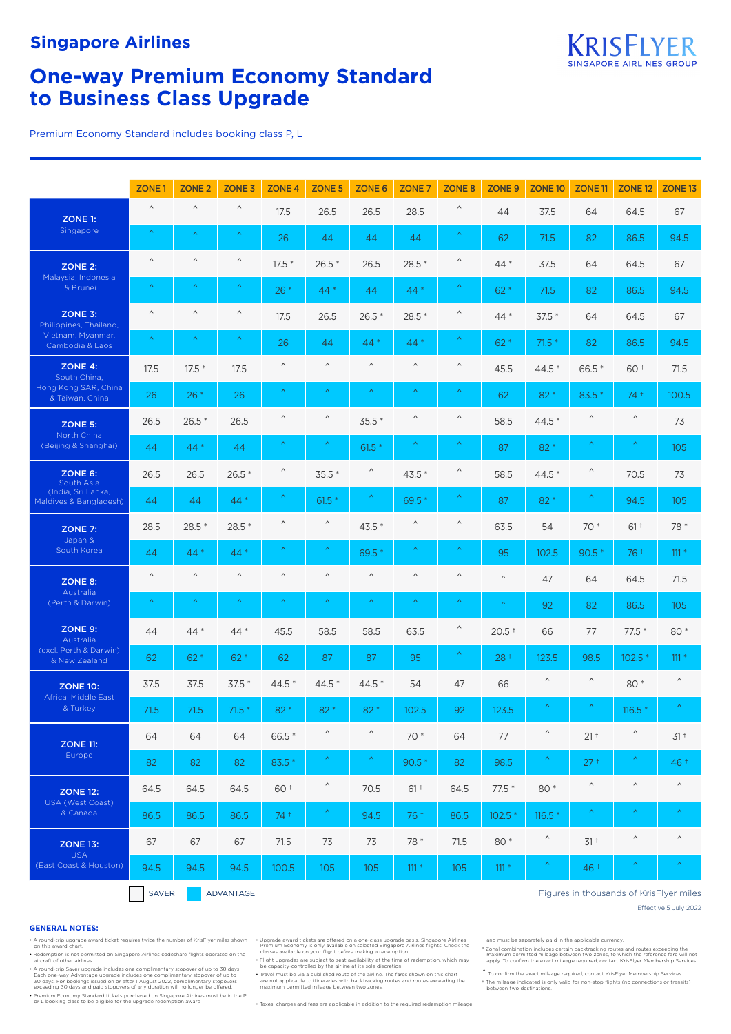# Singapore Airlines

## One-way Premium Economy Standard to Business Class Upgrade

Premium Economy Standard includes booking class P, L

| | | ZONE 1 | ZONE 2 | ZONE 3 | ZONE 4 | ZONE 5 | ZONE 6 | ZONE 7 | ZONE 8 | ZONE 9 | ZONE 10 | ZONE 11 | ZONE 12 | ZONE 13 |
|---|---|---|---|---|---|---|---|---|---|---|---|---|---|---|
| **ZONE 1:** Singapore | Saver | ^ | ^ | ^ | 17.5 | 26.5 | 26.5 | 28.5 | ^ | 44 | 37.5 | 64 | 64.5 | 67 |
| | Advantage | ^ | ^ | ^ | 26 | 44 | 44 | 44 | ^ | 62 | 71.5 | 82 | 86.5 | 94.5 |
| **ZONE 2:** Malaysia, Indonesia & Brunei | Saver | ^ | ^ | ^ | 17.5 * | 26.5 * | 26.5 | 28.5 * | ^ | 44 * | 37.5 | 64 | 64.5 | 67 |
| | Advantage | ^ | ^ | ^ | 26 * | 44 * | 44 | 44 * | ^ | 62 * | 71.5 | 82 | 86.5 | 94.5 |
| **ZONE 3:** Philippines, Thailand, Vietnam, Myanmar, Cambodia & Laos | Saver | ^ | ^ | ^ | 17.5 | 26.5 | 26.5 * | 28.5 * | ^ | 44 * | 37.5 * | 64 | 64.5 | 67 |
| | Advantage | ^ | ^ | ^ | 26 | 44 | 44 * | 44 * | ^ | 62 * | 71.5 * | 82 | 86.5 | 94.5 |
| **ZONE 4:** South China, Hong Kong SAR, China & Taiwan, China | Saver | 17.5 | 17.5 * | 17.5 | ^ | ^ | ^ | ^ | ^ | 45.5 | 44.5 * | 66.5 * | 60 † | 71.5 |
| | Advantage | 26 | 26 * | 26 | ^ | ^ | ^ | ^ | ^ | 62 | 82 * | 83.5 * | 74 † | 100.5 |
| **ZONE 5:** North China (Beijing & Shanghai) | Saver | 26.5 | 26.5 * | 26.5 | ^ | ^ | 35.5 * | ^ | ^ | 58.5 | 44.5 * | ^ | ^ | 73 |
| | Advantage | 44 | 44 * | 44 | ^ | ^ | 61.5 * | ^ | ^ | 87 | 82 * | ^ | ^ | 105 |
| **ZONE 6:** South Asia (India, Sri Lanka, Maldives & Bangladesh) | Saver | 26.5 | 26.5 | 26.5 * | ^ | 35.5 * | ^ | 43.5 * | ^ | 58.5 | 44.5 * | ^ | 70.5 | 73 |
| | Advantage | 44 | 44 | 44 * | ^ | 61.5 * | ^ | 69.5 * | ^ | 87 | 82 * | ^ | 94.5 | 105 |
| **ZONE 7:** Japan & South Korea | Saver | 28.5 | 28.5 * | 28.5 * | ^ | ^ | 43.5 * | ^ | ^ | 63.5 | 54 | 70 * | 61 † | 78 * |
| | Advantage | 44 | 44 * | 44 * | ^ | ^ | 69.5 * | ^ | ^ | 95 | 102.5 | 90.5 * | 76 † | 111 * |
| **ZONE 8:** Australia (Perth & Darwin) | Saver | ^ | ^ | ^ | ^ | ^ | ^ | ^ | ^ | ^ | 47 | 64 | 64.5 | 71.5 |
| | Advantage | ^ | ^ | ^ | ^ | ^ | ^ | ^ | ^ | ^ | 92 | 82 | 86.5 | 105 |
| **ZONE 9:** Australia (excl. Perth & Darwin) & New Zealand | Saver | 44 | 44 * | 44 * | 45.5 | 58.5 | 58.5 | 63.5 | ^ | 20.5 † | 66 | 77 | 77.5 * | 80 * |
| | Advantage | 62 | 62 * | 62 * | 62 | 87 | 87 | 95 | ^ | 28 † | 123.5 | 98.5 | 102.5 * | 111 * |
| **ZONE 10:** Africa, Middle East & Turkey | Saver | 37.5 | 37.5 | 37.5 * | 44.5 * | 44.5 * | 44.5 * | 54 | 47 | 66 | ^ | ^ | 80 * | ^ |
| | Advantage | 71.5 | 71.5 | 71.5 * | 82 * | 82 * | 82 * | 102.5 | 92 | 123.5 | ^ | ^ | 116.5 * | ^ |
| **ZONE 11:** Europe | Saver | 64 | 64 | 64 | 66.5 * | ^ | ^ | 70 * | 64 | 77 | ^ | 21 † | ^ | 31 † |
| | Advantage | 82 | 82 | 82 | 83.5 * | ^ | ^ | 90.5 * | 82 | 98.5 | ^ | 27 † | ^ | 46 † |
| **ZONE 12:** USA (West Coast) & Canada | Saver | 64.5 | 64.5 | 64.5 | 60 † | ^ | 70.5 | 61 † | 64.5 | 77.5 * | 80 * | ^ | ^ | ^ |
| | Advantage | 86.5 | 86.5 | 86.5 | 74 † | ^ | 94.5 | 76 † | 86.5 | 102.5 * | 116.5 * | ^ | ^ | ^ |
| **ZONE 13:** USA (East Coast & Houston) | Saver | 67 | 67 | 67 | 71.5 | 73 | 73 | 78 * | 71.5 | 80 * | ^ | 31 † | ^ | ^ |
| | Advantage | 94.5 | 94.5 | 94.5 | 100.5 | 105 | 105 | 111 * | 105 | 111 * | ^ | 46 † | ^ | ^ |

SAVER | ADVANTAGE

Figures in thousands of KrisFlyer miles

Effective 5 July 2022

### GENERAL NOTES:

- A round-trip upgrade award ticket requires twice the number of KrisFlyer miles shown on this award chart.
- Redemption is not permitted on Singapore Airlines codeshare flights operated on the aircraft of other airlines.
- A round-trip Saver upgrade includes one complimentary stopover of up to 30 days. Each one-way Advantage upgrade includes one complimentary stopover of up to 30 days. For bookings issued on or after 1 August 2022, complimentary stopovers exceeding 30 days and paid stopovers of any duration will no longer be offered.
- Premium Economy Standard tickets purchased on Singapore Airlines must be in the P or L booking class to be eligible for the upgrade redemption award.
- Upgrade award tickets are offered on a one-class upgrade basis. Singapore Airlines Premium Economy is only available on selected Singapore Airlines flights. Check the classes available on your flight before making a redemption.
- Flight upgrades are subject to seat availability at the time of redemption, which may be capacity-controlled by the airline at its sole discretion.
- Travel must be via a published route of the airline. The fares shown on this chart are not applicable to itineraries with backtracking routes and routes exceeding the maximum permitted mileage between two zones.
- Taxes, charges and fees are applicable in addition to the required redemption mileage and must be separately paid in the applicable currency.

\* Zonal combination includes certain backtracking routes and routes exceeding the maximum permitted mileage between two zones, to which the reference fare will not apply. To confirm the exact mileage required, contact KrisFlyer Membership Services.

^ To confirm the exact mileage required, contact KrisFlyer Membership Services.

† The mileage indicated is only valid for non-stop flights (no connections or transits) between two destinations.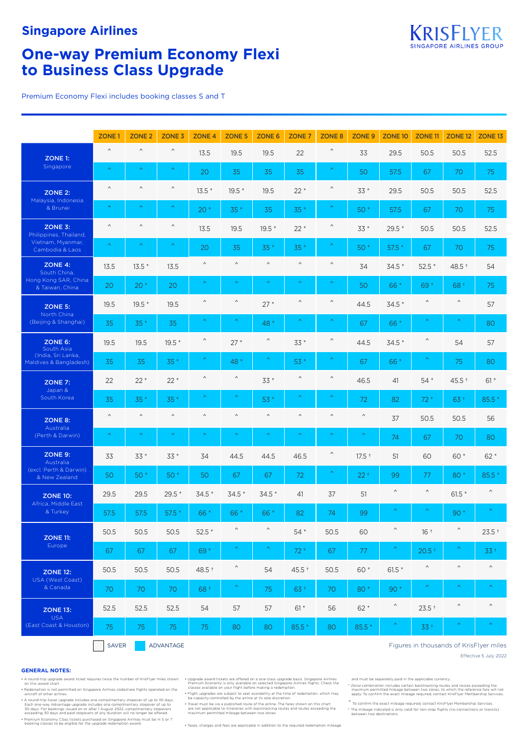## Singapore Airlines

KRISFLYER
SINGAPORE AIRLINES GROUP

# One-way Premium Economy Flexi to Business Class Upgrade

Premium Economy Flexi includes booking classes S and T

| | | ZONE 1 | ZONE 2 | ZONE 3 | ZONE 4 | ZONE 5 | ZONE 6 | ZONE 7 | ZONE 8 | ZONE 9 | ZONE 10 | ZONE 11 | ZONE 12 | ZONE 13 |
|---|---|---|---|---|---|---|---|---|---|---|---|---|---|---|
| **ZONE 1:** Singapore | Saver | ^ | ^ | ^ | 13.5 | 19.5 | 19.5 | 22 | ^ | 33 | 29.5 | 50.5 | 50.5 | 52.5 |
| | Advantage | ^ | ^ | ^ | 20 | 35 | 35 | 35 | ^ | 50 | 57.5 | 67 | 70 | 75 |
| **ZONE 2:** Malaysia, Indonesia & Brunei | Saver | ^ | ^ | ^ | 13.5 * | 19.5 * | 19.5 | 22 * | ^ | 33 * | 29.5 | 50.5 | 50.5 | 52.5 |
| | Advantage | ^ | ^ | ^ | 20 * | 35 * | 35 | 35 * | ^ | 50 * | 57.5 | 67 | 70 | 75 |
| **ZONE 3:** Philippines, Thailand, Vietnam, Myanmar, Cambodia & Laos | Saver | ^ | ^ | ^ | 13.5 | 19.5 | 19.5 * | 22 * | ^ | 33 * | 29.5 * | 50.5 | 50.5 | 52.5 |
| | Advantage | ^ | ^ | ^ | 20 | 35 | 35 * | 35 * | ^ | 50 * | 57.5 * | 67 | 70 | 75 |
| **ZONE 4:** South China, Hong Kong SAR, China & Taiwan, China | Saver | 13.5 | 13.5 * | 13.5 | ^ | ^ | ^ | ^ | ^ | 34 | 34.5 * | 52.5 * | 48.5 † | 54 |
| | Advantage | 20 | 20 * | 20 | ^ | ^ | ^ | ^ | ^ | 50 | 66 * | 69 * | 68 † | 75 |
| **ZONE 5:** North China (Beijing & Shanghai) | Saver | 19.5 | 19.5 * | 19.5 | ^ | ^ | 27 * | ^ | ^ | 44.5 | 34.5 * | ^ | ^ | 57 |
| | Advantage | 35 | 35 * | 35 | ^ | ^ | 48 * | ^ | ^ | 67 | 66 * | ^ | ^ | 80 |
| **ZONE 6:** South Asia (India, Sri Lanka, Maldives & Bangladesh) | Saver | 19.5 | 19.5 | 19.5 * | ^ | 27 * | ^ | 33 * | ^ | 44.5 | 34.5 * | ^ | 54 | 57 |
| | Advantage | 35 | 35 | 35 * | ^ | 48 * | ^ | 53 * | ^ | 67 | 66 * | ^ | 75 | 80 |
| **ZONE 7:** Japan & South Korea | Saver | 22 | 22 * | 22 * | ^ | ^ | 33 * | ^ | ^ | 46.5 | 41 | 54 * | 45.5 † | 61 * |
| | Advantage | 35 | 35 * | 35 * | ^ | ^ | 53 * | ^ | ^ | 72 | 82 | 72 * | 63 † | 85.5 * |
| **ZONE 8:** Australia (Perth & Darwin) | Saver | ^ | ^ | ^ | ^ | ^ | ^ | ^ | ^ | ^ | 37 | 50.5 | 50.5 | 56 |
| | Advantage | ^ | ^ | ^ | ^ | ^ | ^ | ^ | ^ | ^ | 74 | 67 | 70 | 80 |
| **ZONE 9:** Australia (excl. Perth & Darwin) & New Zealand | Saver | 33 | 33 * | 33 * | 34 | 44.5 | 44.5 | 46.5 | ^ | 17.5 † | 51 | 60 | 60 * | 62 * |
| | Advantage | 50 | 50 * | 50 * | 50 | 67 | 67 | 72 | ^ | 22 † | 99 | 77 | 80 * | 85.5 * |
| **ZONE 10:** Africa, Middle East & Turkey | Saver | 29.5 | 29.5 | 29.5 * | 34.5 * | 34.5 * | 34.5 * | 41 | 37 | 51 | ^ | ^ | 61.5 * | ^ |
| | Advantage | 57.5 | 57.5 | 57.5 * | 66 * | 66 * | 66 * | 82 | 74 | 99 | ^ | ^ | 90 * | ^ |
| **ZONE 11:** Europe | Saver | 50.5 | 50.5 | 50.5 | 52.5 * | ^ | ^ | 54 * | 50.5 | 60 | ^ | 16 † | ^ | 23.5 † |
| | Advantage | 67 | 67 | 67 | 69 * | ^ | ^ | 72 * | 67 | 77 | ^ | 20.5 † | ^ | 33 † |
| **ZONE 12:** USA (West Coast) & Canada | Saver | 50.5 | 50.5 | 50.5 | 48.5 † | ^ | 54 | 45.5 † | 50.5 | 60 * | 61.5 * | ^ | ^ | ^ |
| | Advantage | 70 | 70 | 70 | 68 † | ^ | 75 | 63 † | 70 | 80 * | 90 * | ^ | ^ | ^ |
| **ZONE 13:** USA (East Coast & Houston) | Saver | 52.5 | 52.5 | 52.5 | 54 | 57 | 57 | 61 * | 56 | 62 * | ^ | 23.5 † | ^ | ^ |
| | Advantage | 75 | 75 | 75 | 75 | 80 | 80 | 85.5 * | 80 | 85.5 * | ^ | 33 † | ^ | ^ |

SAVER | ADVANTAGE

Figures in thousands of KrisFlyer miles

Effective 5 July 2022

### GENERAL NOTES:

- A round-trip upgrade award ticket requires twice the number of KrisFlyer miles shown on this award chart.
- Redemption is not permitted on Singapore Airlines codeshare flights operated on the aircraft of other airlines.
- A round-trip Saver upgrade includes one complimentary stopover of up to 30 days. Each one-way Advantage upgrade includes one complimentary stopover of up to 30 days. For bookings issued on or after 1 August 2022, complimentary stopovers exceeding 30 days and paid stopovers of any duration will no longer be offered.
- Premium Economy Class tickets purchased on Singapore Airlines must be in S or T booking classes to be eligible for the upgrade redemption award.
- Upgrade award tickets are offered on a one-class upgrade basis. Singapore Airlines Premium Economy is only available on selected Singapore Airlines flights. Check the classes available on your flight before making a redemption.
- Flight upgrades are subject to seat availability at the time of redemption, which may be capacity-controlled by the airline at its sole discretion.
- Travel must be via a published route of the airline. The fares shown on this chart are not applicable to itineraries with backtracking routes and routes exceeding the maximum permitted mileage between two zones.
- Taxes, charges and fees are applicable in addition to the required redemption mileage and must be separately paid in the applicable currency.

\* Zonal combination includes certain backtracking routes and routes exceeding the maximum permitted mileage between two zones, to which the reference fare will not apply. To confirm the exact mileage required, contact KrisFlyer Membership Services.

^ To confirm the exact mileage required, contact KrisFlyer Membership Services.

† The mileage indicated is only valid for non-stop flights (no connections or transits) between two destinations.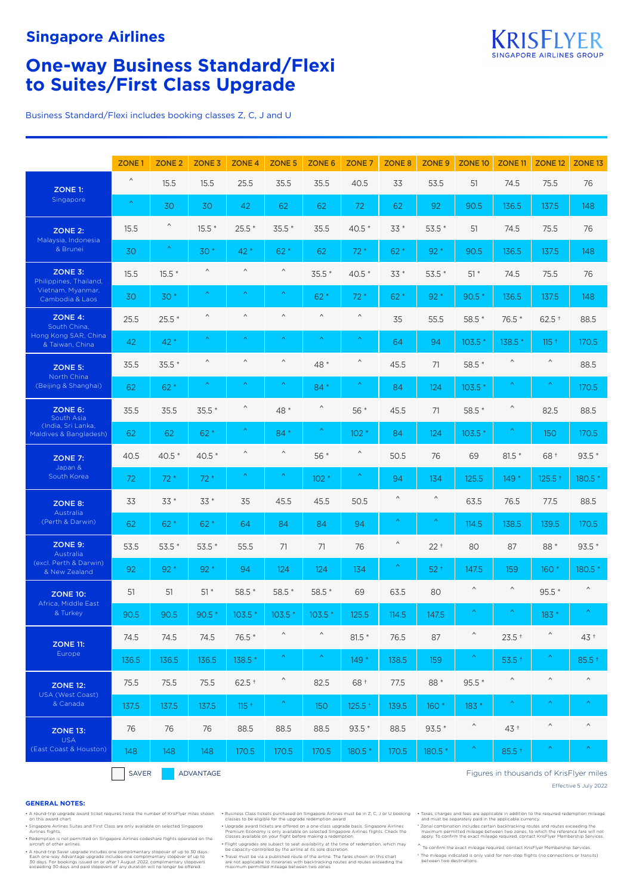**Singapore Airlines**

KRISFLYER
SINGAPORE AIRLINES GROUP

# One-way Business Standard/Flexi to Suites/First Class Upgrade

Business Standard/Flexi includes booking classes Z, C, J and U

| | | ZONE 1 | ZONE 2 | ZONE 3 | ZONE 4 | ZONE 5 | ZONE 6 | ZONE 7 | ZONE 8 | ZONE 9 | ZONE 10 | ZONE 11 | ZONE 12 | ZONE 13 |
|---|---|---|---|---|---|---|---|---|---|---|---|---|---|---|
| **ZONE 1:** Singapore | Saver | ^ | 15.5 | 15.5 | 25.5 | 35.5 | 35.5 | 40.5 | 33 | 53.5 | 51 | 74.5 | 75.5 | 76 |
| | Advantage | ^ | 30 | 30 | 42 | 62 | 62 | 72 | 62 | 92 | 90.5 | 136.5 | 137.5 | 148 |
| **ZONE 2:** Malaysia, Indonesia & Brunei | Saver | 15.5 | ^ | 15.5 * | 25.5 * | 35.5 * | 35.5 | 40.5 * | 33 * | 53.5 * | 51 | 74.5 | 75.5 | 76 |
| | Advantage | 30 | ^ | 30 * | 42 * | 62 * | 62 | 72 * | 62 * | 92 * | 90.5 | 136.5 | 137.5 | 148 |
| **ZONE 3:** Philippines, Thailand, Vietnam, Myanmar, Cambodia & Laos | Saver | 15.5 | 15.5 * | ^ | ^ | ^ | 35.5 * | 40.5 * | 33 * | 53.5 * | 51 * | 74.5 | 75.5 | 76 |
| | Advantage | 30 | 30 * | ^ | ^ | ^ | 62 * | 72 * | 62 * | 92 * | 90.5 * | 136.5 | 137.5 | 148 |
| **ZONE 4:** South China, Hong Kong SAR, China & Taiwan, China | Saver | 25.5 | 25.5 * | ^ | ^ | ^ | ^ | ^ | 35 | 55.5 | 58.5 * | 76.5 * | 62.5 † | 88.5 |
| | Advantage | 42 | 42 * | ^ | ^ | ^ | ^ | ^ | 64 | 94 | 103.5 * | 138.5 * | 115 † | 170.5 |
| **ZONE 5:** North China (Beijing & Shanghai) | Saver | 35.5 | 35.5 * | ^ | ^ | ^ | 48 * | ^ | 45.5 | 71 | 58.5 * | ^ | ^ | 88.5 |
| | Advantage | 62 | 62 * | ^ | ^ | ^ | 84 * | ^ | 84 | 124 | 103.5 * | ^ | ^ | 170.5 |
| **ZONE 6:** South Asia (India, Sri Lanka, Maldives & Bangladesh) | Saver | 35.5 | 35.5 | 35.5 * | ^ | 48 * | ^ | 56 * | 45.5 | 71 | 58.5 * | ^ | 82.5 | 88.5 |
| | Advantage | 62 | 62 | 62 * | ^ | 84 * | ^ | 102 * | 84 | 124 | 103.5 * | ^ | 150 | 170.5 |
| **ZONE 7:** Japan & South Korea | Saver | 40.5 | 40.5 * | 40.5 * | ^ | ^ | 56 * | ^ | 50.5 | 76 | 69 | 81.5 * | 68 † | 93.5 * |
| | Advantage | 72 | 72 * | 72 * | ^ | ^ | 102 * | ^ | 94 | 134 | 125.5 | 149 * | 125.5 † | 180.5 * |
| **ZONE 8:** Australia (Perth & Darwin) | Saver | 33 | 33 * | 33 * | 35 | 45.5 | 45.5 | 50.5 | ^ | ^ | 63.5 | 76.5 | 77.5 | 88.5 |
| | Advantage | 62 | 62 * | 62 * | 64 | 84 | 84 | 94 | ^ | ^ | 114.5 | 138.5 | 139.5 | 170.5 |
| **ZONE 9:** Australia (excl. Perth & Darwin) & New Zealand | Saver | 53.5 | 53.5 * | 53.5 * | 55.5 | 71 | 71 | 76 | ^ | 22 † | 80 | 87 | 88 * | 93.5 * |
| | Advantage | 92 | 92 * | 92 * | 94 | 124 | 124 | 134 | ^ | 52 † | 147.5 | 159 | 160 * | 180.5 * |
| **ZONE 10:** Africa, Middle East & Turkey | Saver | 51 | 51 | 51 * | 58.5 * | 58.5 * | 58.5 * | 69 | 63.5 | 80 | ^ | ^ | 95.5 * | ^ |
| | Advantage | 90.5 | 90.5 | 90.5 * | 103.5 * | 103.5 * | 103.5 * | 125.5 | 114.5 | 147.5 | ^ | ^ | 183 * | ^ |
| **ZONE 11:** Europe | Saver | 74.5 | 74.5 | 74.5 | 76.5 * | ^ | ^ | 81.5 * | 76.5 | 87 | ^ | 23.5 † | ^ | 43 † |
| | Advantage | 136.5 | 136.5 | 136.5 | 138.5 * | ^ | ^ | 149 * | 138.5 | 159 | ^ | 53.5 † | ^ | 85.5 † |
| **ZONE 12:** USA (West Coast) & Canada | Saver | 75.5 | 75.5 | 75.5 | 62.5 † | ^ | 82.5 | 68 † | 77.5 | 88 * | 95.5 * | ^ | ^ | ^ |
| | Advantage | 137.5 | 137.5 | 137.5 | 115 † | ^ | 150 | 125.5 † | 139.5 | 160 * | 183 * | ^ | ^ | ^ |
| **ZONE 13:** USA (East Coast & Houston) | Saver | 76 | 76 | 76 | 88.5 | 88.5 | 88.5 | 93.5 * | 88.5 | 93.5 * | ^ | 43 † | ^ | ^ |
| | Advantage | 148 | 148 | 148 | 170.5 | 170.5 | 170.5 | 180.5 * | 170.5 | 180.5 * | ^ | 85.5 † | ^ | ^ |

SAVER  ADVANTAGE

Figures in thousands of KrisFlyer miles

Effective 5 July 2022

**GENERAL NOTES:**

- A round-trip upgrade award ticket requires twice the number of KrisFlyer miles shown on this award chart.
- Singapore Airlines Suites and First Class are only available on selected Singapore Airlines flights.
- Redemption is not permitted on Singapore Airlines codeshare flights operated on the aircraft of other airlines.
- A round-trip Saver upgrade includes one complimentary stopover of up to 30 days. Each one-way Advantage upgrade includes one complimentary stopover of up to 30 days. For bookings issued on or after 1 August 2022, complimentary stopovers exceeding 30 days and paid stopovers of any duration will no longer be offered.
- Business Class tickets purchased on Singapore Airlines must be in Z, C, J or U booking classes to be eligible for the upgrade redemption award
- Upgrade award tickets are offered on a one-class upgrade basis. Singapore Airlines Premium Economy is only available on selected Singapore Airlines flights. Check the classes available on your flight before making a redemption.
- Flight upgrades are subject to seat availability at the time of redemption, which may be capacity-controlled by the airline at its sole discretion.
- Travel must be via a published route of the airline. The fares shown on this chart are not applicable to itineraries with backtracking routes and routes exceeding the maximum permitted mileage between two zones
- Taxes, charges and fees are applicable in addition to the required redemption mileage and must be separately paid in the applicable currency.

\* Zonal combination includes certain backtracking routes and routes exceeding the maximum permitted mileage between two zones, to which the reference fare will not apply. To confirm the exact mileage required, contact KrisFlyer Membership Services.

^ To confirm the exact mileage required, contact KrisFlyer Membership Services.

† The mileage indicated is only valid for non-stop flights (no connections or transits) between two destinations.